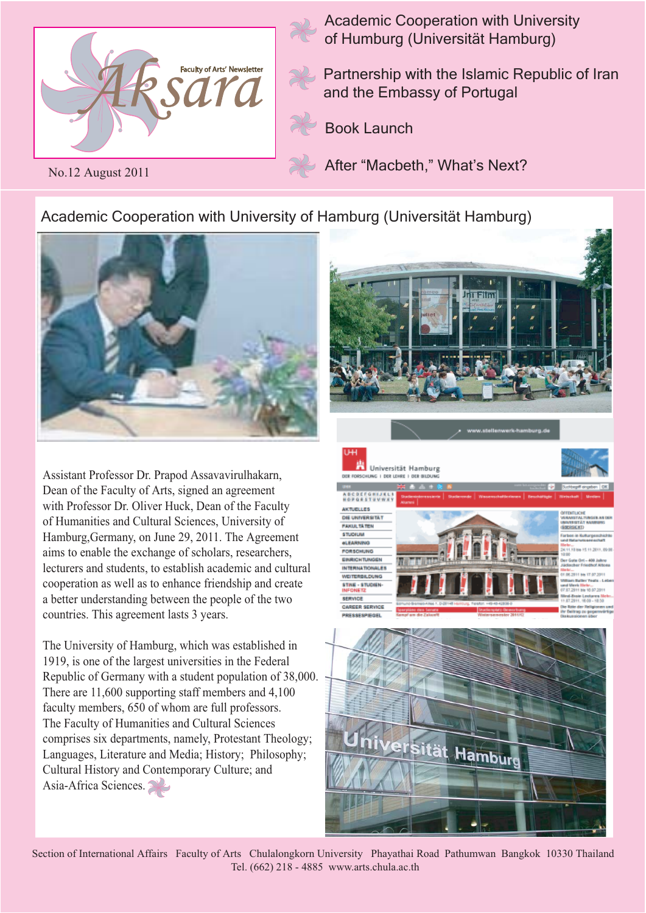# Aksara

Faculty of Arts' Newsletter

No.12 August 2011

- Academic Cooperation with University of Humburg (Universität Hamburg)
- Partnership with the Islamic Republic of Iran and the Embassy of Portugal
- Book Launch
- After "Macbeth," What's Next?

## Academic Cooperation with University of Hamburg (Universität Hamburg)

Assistant Professor Dr. Prapod Assavavirulhakarn, Dean of the Faculty of Arts, signed an agreement with Professor Dr. Oliver Huck, Dean of the Faculty of Humanities and Cultural Sciences, University of Hamburg,Germany, on June 29, 2011. The Agreement aims to enable the exchange of scholars, researchers, lecturers and students, to establish academic and cultural cooperation as well as to enhance friendship and create a better understanding between the people of the two countries. This agreement lasts 3 years.

The University of Hamburg, which was established in 1919, is one of the largest universities in the Federal Republic of Germany with a student population of 38,000. There are 11,600 supporting staff members and 4,100 faculty members, 650 of whom are full professors. The Faculty of Humanities and Cultural Sciences comprises six departments, namely, Protestant Theology; Languages, Literature and Media; History; Philosophy; Cultural History and Contemporary Culture; and Asia-Africa Sciences.

Section of International Affairs Faculty of Arts Chulalongkorn University Phayathai Road Pathumwan Bangkok 10330 Thailand
Tel. (662) 218 - 4885 www.arts.chula.ac.th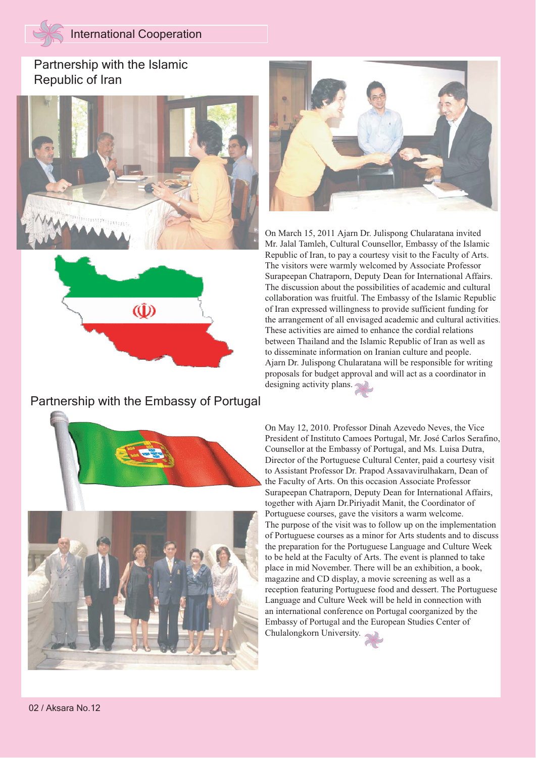## Partnership with the Islamic Republic of Iran

On March 15, 2011 Ajarn Dr. Julispong Chularatana invited Mr. Jalal Tamleh, Cultural Counsellor, Embassy of the Islamic Republic of Iran, to pay a courtesy visit to the Faculty of Arts. The visitors were warmly welcomed by Associate Professor Surapeepan Chatraporn, Deputy Dean for International Affairs. The discussion about the possibilities of academic and cultural collaboration was fruitful. The Embassy of the Islamic Republic of Iran expressed willingness to provide sufficient funding for the arrangement of all envisaged academic and cultural activities. These activities are aimed to enhance the cordial relations between Thailand and the Islamic Republic of Iran as well as to disseminate information on Iranian culture and people. Ajarn Dr. Julispong Chularatana will be responsible for writing proposals for budget approval and will act as a coordinator in designing activity plans.

## Partnership with the Embassy of Portugal

On May 12, 2010. Professor Dinah Azevedo Neves, the Vice President of Instituto Camoes Portugal, Mr. José Carlos Serafino, Counsellor at the Embassy of Portugal, and Ms. Luisa Dutra, Director of the Portuguese Cultural Center, paid a courtesy visit to Assistant Professor Dr. Prapod Assavavirulhakarn, Dean of the Faculty of Arts. On this occasion Associate Professor Surapeepan Chatraporn, Deputy Dean for International Affairs, together with Ajarn Dr.Piriyadit Manit, the Coordinator of Portuguese courses, gave the visitors a warm welcome. The purpose of the visit was to follow up on the implementation of Portuguese courses as a minor for Arts students and to discuss the preparation for the Portuguese Language and Culture Week to be held at the Faculty of Arts. The event is planned to take place in mid November. There will be an exhibition, a book, magazine and CD display, a movie screening as well as a reception featuring Portuguese food and dessert. The Portuguese Language and Culture Week will be held in connection with an international conference on Portugal coorganized by the Embassy of Portugal and the European Studies Center of Chulalongkorn University.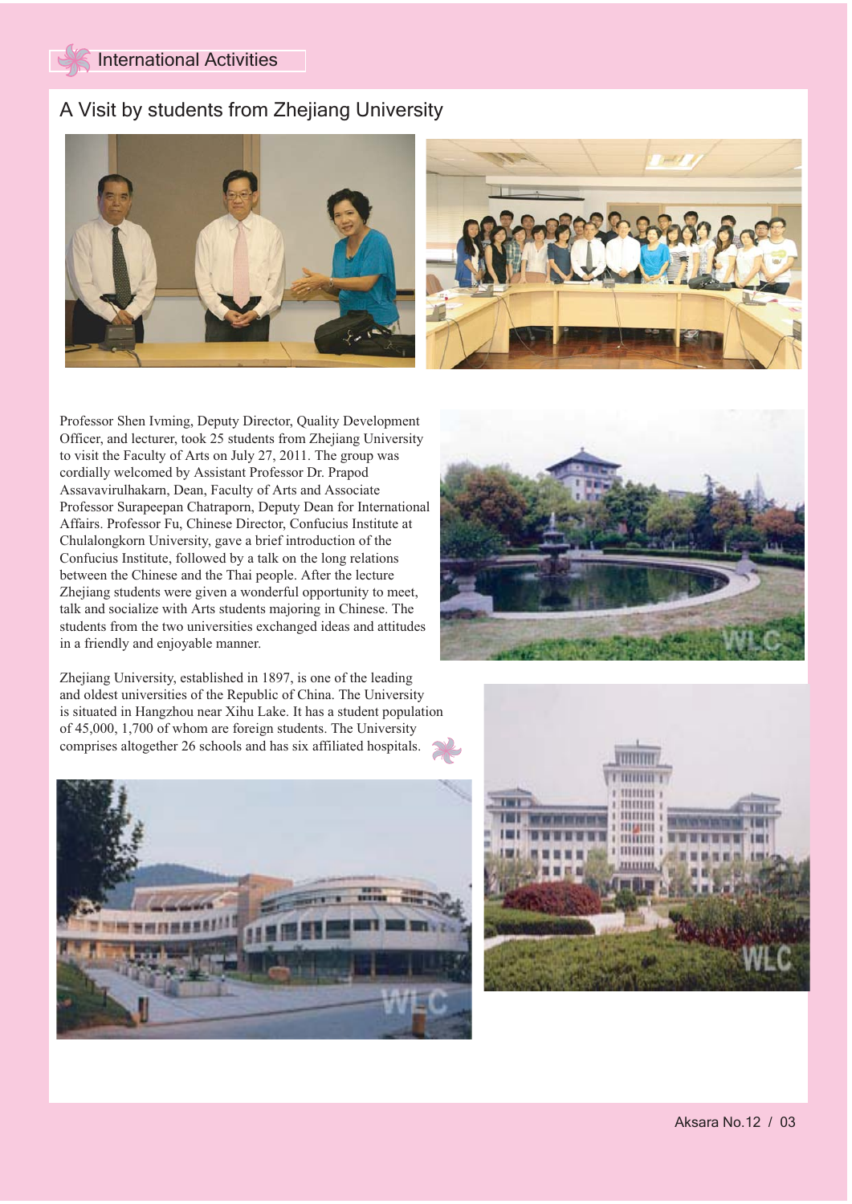# International Activities

## A Visit by students from Zhejiang University

Professor Shen Ivming, Deputy Director, Quality Development Officer, and lecturer, took 25 students from Zhejiang University to visit the Faculty of Arts on July 27, 2011. The group was cordially welcomed by Assistant Professor Dr. Prapod Assavavirulhakarn, Dean, Faculty of Arts and Associate Professor Surapeepan Chatraporn, Deputy Dean for International Affairs. Professor Fu, Chinese Director, Confucius Institute at Chulalongkorn University, gave a brief introduction of the Confucius Institute, followed by a talk on the long relations between the Chinese and the Thai people. After the lecture Zhejiang students were given a wonderful opportunity to meet, talk and socialize with Arts students majoring in Chinese. The students from the two universities exchanged ideas and attitudes in a friendly and enjoyable manner.

Zhejiang University, established in 1897, is one of the leading and oldest universities of the Republic of China. The University is situated in Hangzhou near Xihu Lake. It has a student population of 45,000, 1,700 of whom are foreign students. The University comprises altogether 26 schools and has six affiliated hospitals.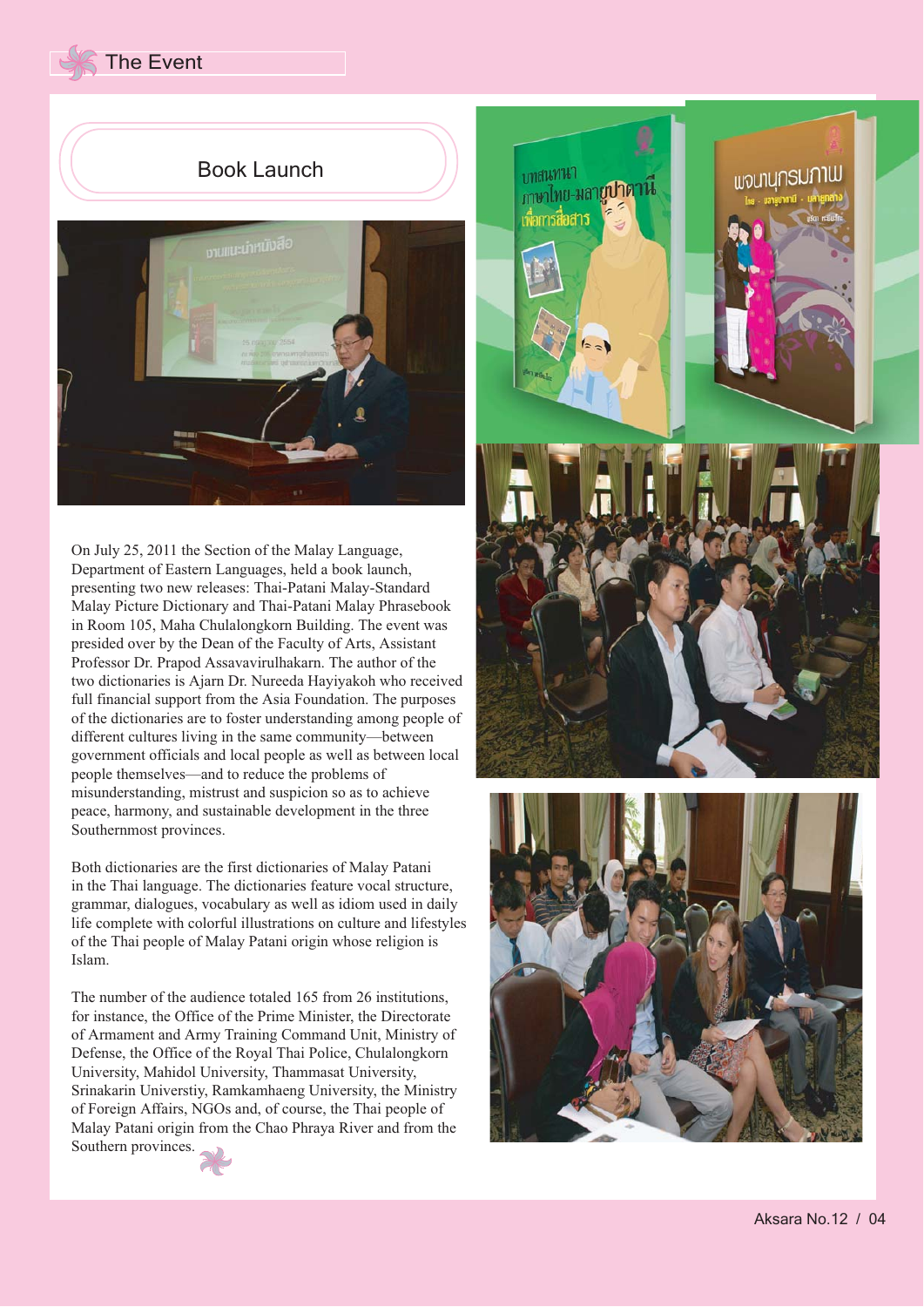# The Event

## Book Launch

On July 25, 2011 the Section of the Malay Language, Department of Eastern Languages, held a book launch, presenting two new releases: Thai-Patani Malay-Standard Malay Picture Dictionary and Thai-Patani Malay Phrasebook in Room 105, Maha Chulalongkorn Building. The event was presided over by the Dean of the Faculty of Arts, Assistant Professor Dr. Prapod Assavavirulhakarn. The author of the two dictionaries is Ajarn Dr. Nureeda Hayiyakoh who received full financial support from the Asia Foundation. The purposes of the dictionaries are to foster understanding among people of different cultures living in the same community—between government officials and local people as well as between local people themselves—and to reduce the problems of misunderstanding, mistrust and suspicion so as to achieve peace, harmony, and sustainable development in the three Southernmost provinces.

Both dictionaries are the first dictionaries of Malay Patani in the Thai language. The dictionaries feature vocal structure, grammar, dialogues, vocabulary as well as idiom used in daily life complete with colorful illustrations on culture and lifestyles of the Thai people of Malay Patani origin whose religion is Islam.

The number of the audience totaled 165 from 26 institutions, for instance, the Office of the Prime Minister, the Directorate of Armament and Army Training Command Unit, Ministry of Defense, the Office of the Royal Thai Police, Chulalongkorn University, Mahidol University, Thammasat University, Srinakarin Universtiy, Ramkamhaeng University, the Ministry of Foreign Affairs, NGOs and, of course, the Thai people of Malay Patani origin from the Chao Phraya River and from the Southern provinces.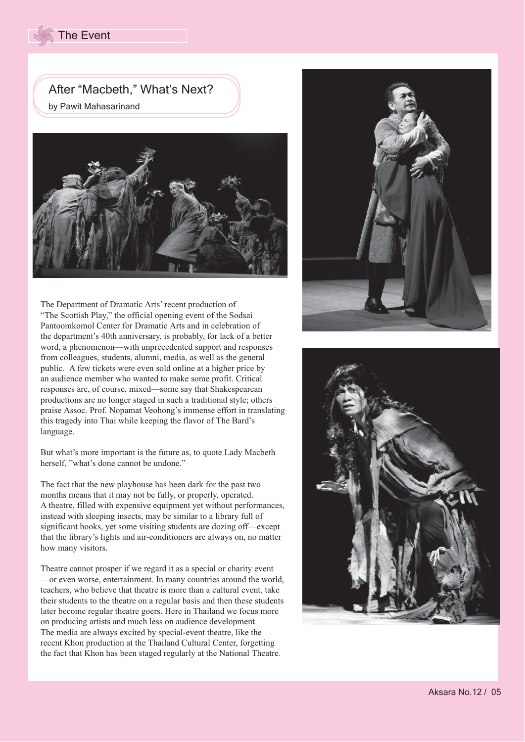The Event

## After "Macbeth," What's Next?

by Pawit Mahasarinand

The Department of Dramatic Arts' recent production of "The Scottish Play," the official opening event of the Sodsai Pantoomkomol Center for Dramatic Arts and in celebration of the department's 40th anniversary, is probably, for lack of a better word, a phenomenon—with unprecedented support and responses from colleagues, students, alumni, media, as well as the general public. A few tickets were even sold online at a higher price by an audience member who wanted to make some profit. Critical responses are, of course, mixed—some say that Shakespearean productions are no longer staged in such a traditional style; others praise Assoc. Prof. Nopamat Veohong's immense effort in translating this tragedy into Thai while keeping the flavor of The Bard's language.

But what's more important is the future as, to quote Lady Macbeth herself, "what's done cannot be undone."

The fact that the new playhouse has been dark for the past two months means that it may not be fully, or properly, operated. A theatre, filled with expensive equipment yet without performances, instead with sleeping insects, may be similar to a library full of significant books, yet some visiting students are dozing off—except that the library's lights and air-conditioners are always on, no matter how many visitors.

Theatre cannot prosper if we regard it as a special or charity event —or even worse, entertainment. In many countries around the world, teachers, who believe that theatre is more than a cultural event, take their students to the theatre on a regular basis and then these students later become regular theatre goers. Here in Thailand we focus more on producing artists and much less on audience development. The media are always excited by special-event theatre, like the recent Khon production at the Thailand Cultural Center, forgetting the fact that Khon has been staged regularly at the National Theatre.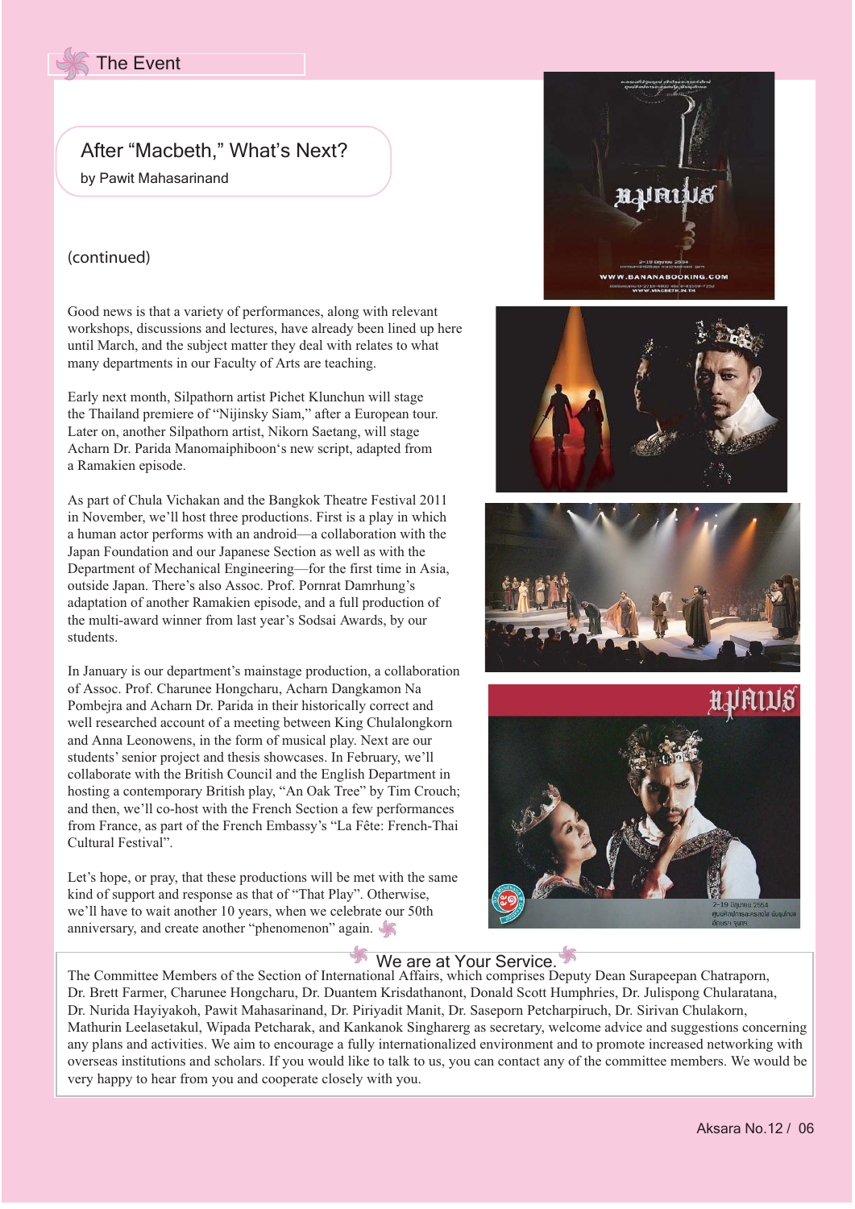The Event

## After "Macbeth," What's Next?

by Pawit Mahasarinand

(continued)

Good news is that a variety of performances, along with relevant workshops, discussions and lectures, have already been lined up here until March, and the subject matter they deal with relates to what many departments in our Faculty of Arts are teaching.

Early next month, Silpathorn artist Pichet Klunchun will stage the Thailand premiere of "Nijinsky Siam," after a European tour. Later on, another Silpathorn artist, Nikorn Saetang, will stage Acharn Dr. Parida Manomaiphiboon's new script, adapted from a Ramakien episode.

As part of Chula Vichakan and the Bangkok Theatre Festival 2011 in November, we'll host three productions. First is a play in which a human actor performs with an android—a collaboration with the Japan Foundation and our Japanese Section as well as with the Department of Mechanical Engineering—for the first time in Asia, outside Japan. There's also Assoc. Prof. Pornrat Damrhung's adaptation of another Ramakien episode, and a full production of the multi-award winner from last year's Sodsai Awards, by our students.

In January is our department's mainstage production, a collaboration of Assoc. Prof. Charunee Hongcharu, Acharn Dangkamon Na Pombejra and Acharn Dr. Parida in their historically correct and well researched account of a meeting between King Chulalongkorn and Anna Leonowens, in the form of musical play. Next are our students' senior project and thesis showcases. In February, we'll collaborate with the British Council and the English Department in hosting a contemporary British play, "An Oak Tree" by Tim Crouch; and then, we'll co-host with the French Section a few performances from France, as part of the French Embassy's "La Fête: French-Thai Cultural Festival".

Let's hope, or pray, that these productions will be met with the same kind of support and response as that of "That Play". Otherwise, we'll have to wait another 10 years, when we celebrate our 50th anniversary, and create another "phenomenon" again.

## We are at Your Service.

The Committee Members of the Section of International Affairs, which comprises Deputy Dean Surapeepan Chatraporn, Dr. Brett Farmer, Charunee Hongcharu, Dr. Duantem Krisdathanont, Donald Scott Humphries, Dr. Julispong Chularatana, Dr. Nurida Hayiyakoh, Pawit Mahasarinand, Dr. Piriyadit Manit, Dr. Saseporn Petcharpiruch, Dr. Sirivan Chulakorn, Mathurin Leelasetakul, Wipada Petcharak, and Kankanok Singharerg as secretary, welcome advice and suggestions concerning any plans and activities. We aim to encourage a fully internationalized environment and to promote increased networking with overseas institutions and scholars. If you would like to talk to us, you can contact any of the committee members. We would be very happy to hear from you and cooperate closely with you.